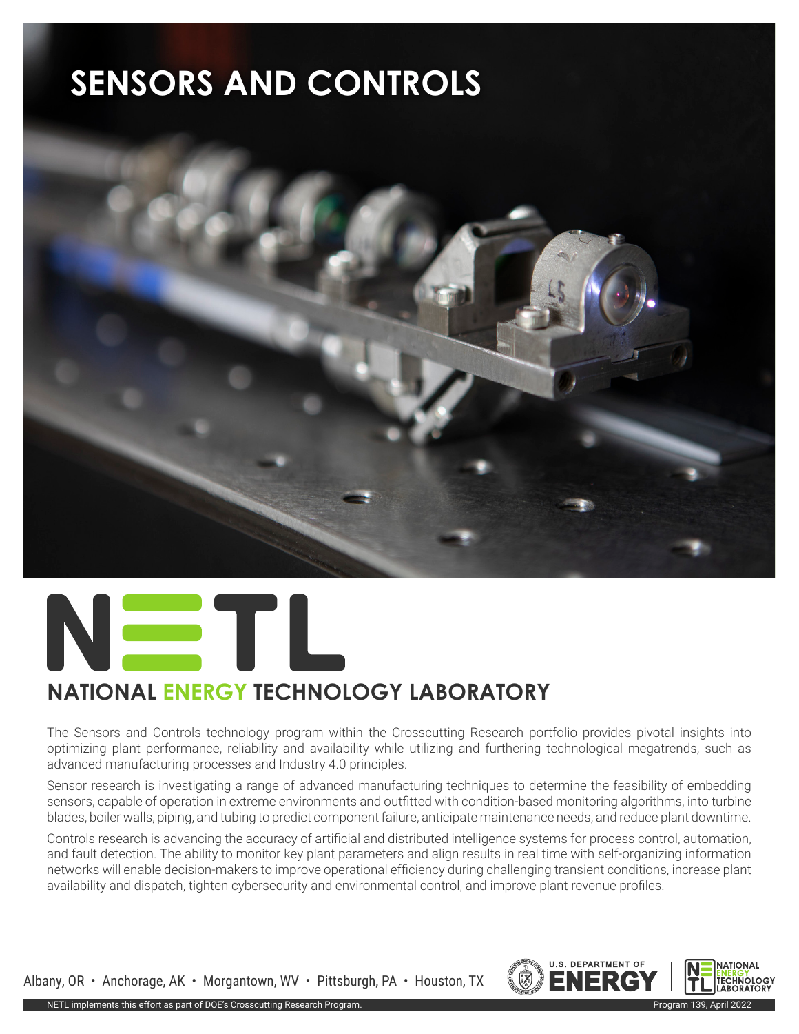# SENSORS AND CONTROLS

## NATIONAL ENERGY TECHNOLOGY LABORATORY

The Sensors and Controls technology program within the Crosscutting Research portfolio provides pivotal insights into optimizing plant performance, reliability and availability while utilizing and furthering technological megatrends, such as advanced manufacturing processes and Industry 4.0 principles.

Sensor research is investigating a range of advanced manufacturing techniques to determine the feasibility of embedding sensors, capable of operation in extreme environments and outfitted with condition-based monitoring algorithms, into turbine blades, boiler walls, piping, and tubing to predict component failure, anticipate maintenance needs, and reduce plant downtime.

Controls research is advancing the accuracy of artificial and distributed intelligence systems for process control, automation, and fault detection. The ability to monitor key plant parameters and align results in real time with self-organizing information networks will enable decision-makers to improve operational efficiency during challenging transient conditions, increase plant availability and dispatch, tighten cybersecurity and environmental control, and improve plant revenue profiles.

Albany, OR • Anchorage, AK • Morgantown, WV • Pittsburgh, PA • Houston, TX

NETL implements this effort as part of DOE's Crosscutting Research Program.

Program 139, April 2022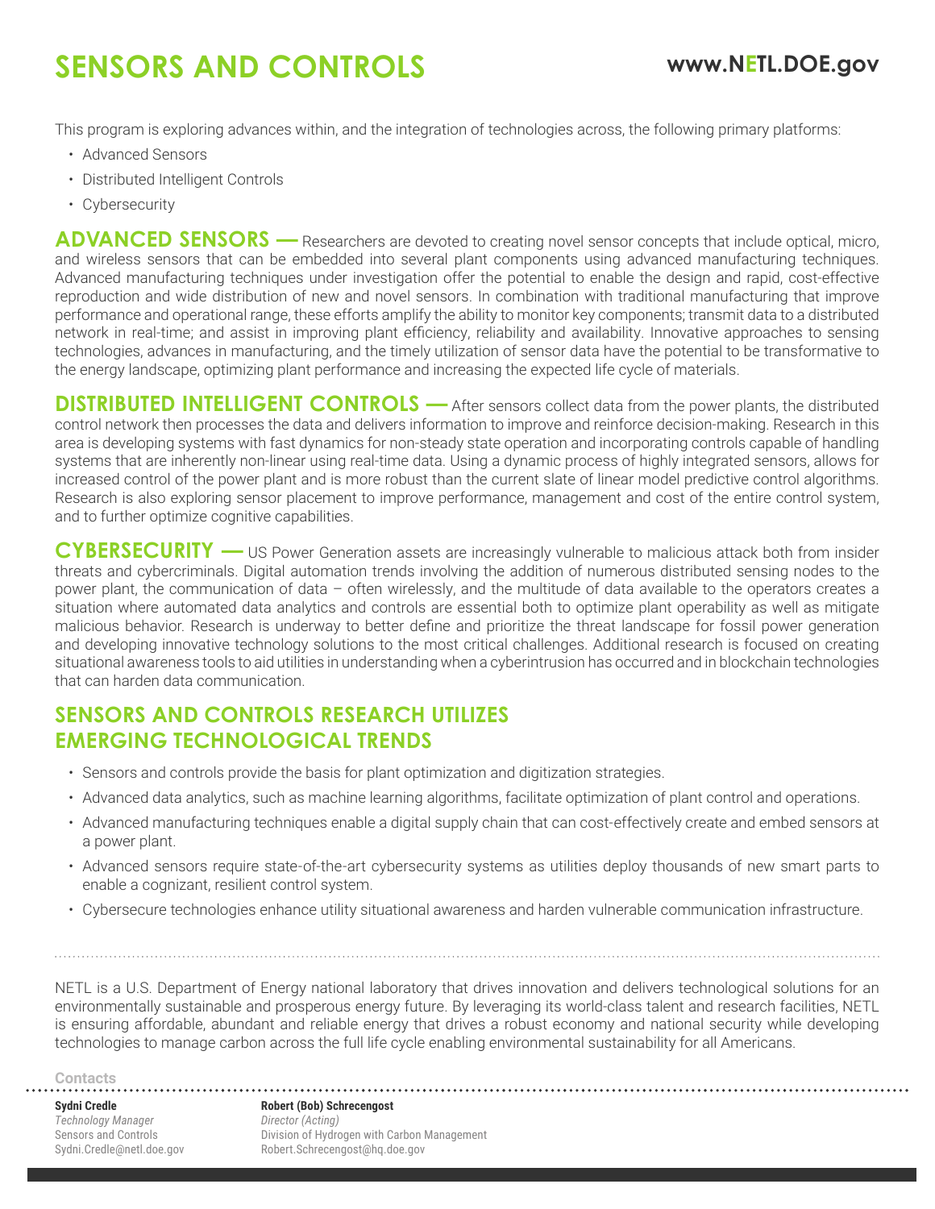# SENSORS AND CONTROLS

www.NETL.DOE.gov

This program is exploring advances within, and the integration of technologies across, the following primary platforms:

- Advanced Sensors
- Distributed Intelligent Controls
- Cybersecurity

**ADVANCED SENSORS —** Researchers are devoted to creating novel sensor concepts that include optical, micro, and wireless sensors that can be embedded into several plant components using advanced manufacturing techniques. Advanced manufacturing techniques under investigation offer the potential to enable the design and rapid, cost-effective reproduction and wide distribution of new and novel sensors. In combination with traditional manufacturing that improve performance and operational range, these efforts amplify the ability to monitor key components; transmit data to a distributed network in real-time; and assist in improving plant efficiency, reliability and availability. Innovative approaches to sensing technologies, advances in manufacturing, and the timely utilization of sensor data have the potential to be transformative to the energy landscape, optimizing plant performance and increasing the expected life cycle of materials.

**DISTRIBUTED INTELLIGENT CONTROLS —** After sensors collect data from the power plants, the distributed control network then processes the data and delivers information to improve and reinforce decision-making. Research in this area is developing systems with fast dynamics for non-steady state operation and incorporating controls capable of handling systems that are inherently non-linear using real-time data. Using a dynamic process of highly integrated sensors, allows for increased control of the power plant and is more robust than the current slate of linear model predictive control algorithms. Research is also exploring sensor placement to improve performance, management and cost of the entire control system, and to further optimize cognitive capabilities.

**CYBERSECURITY —** US Power Generation assets are increasingly vulnerable to malicious attack both from insider threats and cybercriminals. Digital automation trends involving the addition of numerous distributed sensing nodes to the power plant, the communication of data – often wirelessly, and the multitude of data available to the operators creates a situation where automated data analytics and controls are essential both to optimize plant operability as well as mitigate malicious behavior. Research is underway to better define and prioritize the threat landscape for fossil power generation and developing innovative technology solutions to the most critical challenges. Additional research is focused on creating situational awareness tools to aid utilities in understanding when a cyberintrusion has occurred and in blockchain technologies that can harden data communication.

## SENSORS AND CONTROLS RESEARCH UTILIZES EMERGING TECHNOLOGICAL TRENDS

- Sensors and controls provide the basis for plant optimization and digitization strategies.
- Advanced data analytics, such as machine learning algorithms, facilitate optimization of plant control and operations.
- Advanced manufacturing techniques enable a digital supply chain that can cost-effectively create and embed sensors at a power plant.
- Advanced sensors require state-of-the-art cybersecurity systems as utilities deploy thousands of new smart parts to enable a cognizant, resilient control system.
- Cybersecure technologies enhance utility situational awareness and harden vulnerable communication infrastructure.

NETL is a U.S. Department of Energy national laboratory that drives innovation and delivers technological solutions for an environmentally sustainable and prosperous energy future. By leveraging its world-class talent and research facilities, NETL is ensuring affordable, abundant and reliable energy that drives a robust economy and national security while developing technologies to manage carbon across the full life cycle enabling environmental sustainability for all Americans.

**Contacts**

**Sydni Credle**
*Technology Manager*
Sensors and Controls
Sydni.Credle@netl.doe.gov

**Robert (Bob) Schrecengost**
*Director (Acting)*
Division of Hydrogen with Carbon Management
Robert.Schrecengost@hq.doe.gov